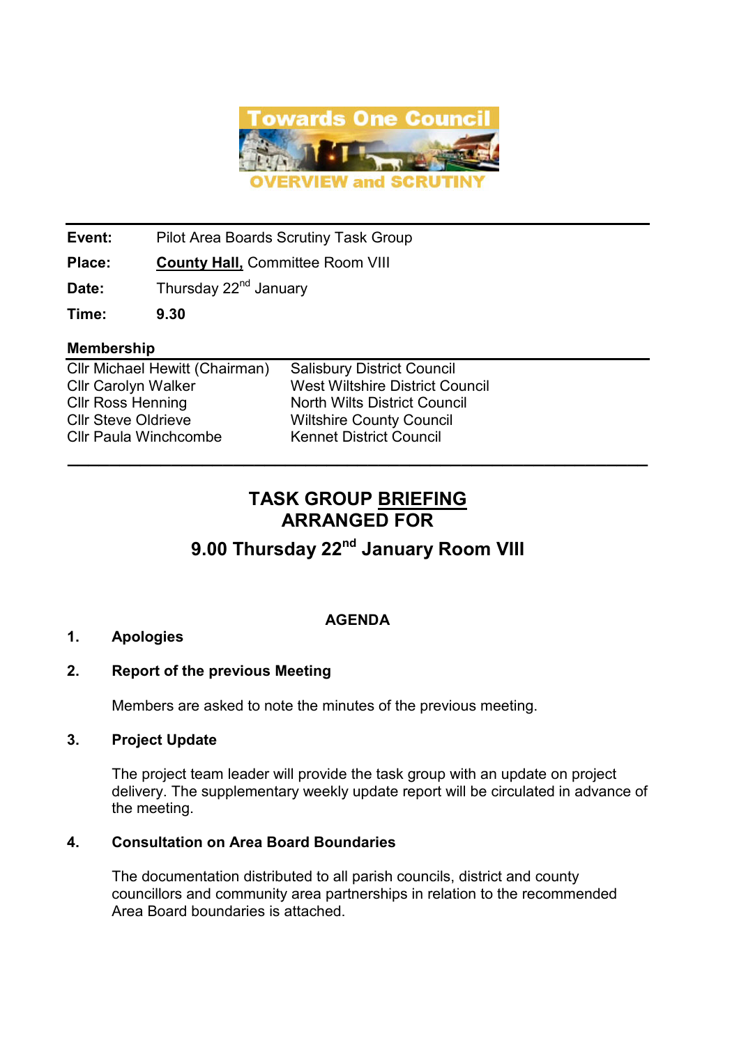**Towards One Council**

**OVERVIEW and SCRUTINY**

| | |
|---|---|
| **Event:** | Pilot Area Boards Scrutiny Task Group |
| **Place:** | **County Hall,** Committee Room VIII |
| **Date:** | Thursday 22nd January |
| **Time:** | **9.30** |

**Membership**

| | |
|---|---|
| Cllr Michael Hewitt (Chairman) | Salisbury District Council |
| Cllr Carolyn Walker | West Wiltshire District Council |
| Cllr Ross Henning | North Wilts District Council |
| Cllr Steve Oldrieve | Wiltshire County Council |
| Cllr Paula Winchcombe | Kennet District Council |

---

## TASK GROUP BRIEFING ARRANGED FOR

## 9.00 Thursday 22nd January Room VIII

**AGENDA**

1. **Apologies**

2. **Report of the previous Meeting**

   Members are asked to note the minutes of the previous meeting.

3. **Project Update**

   The project team leader will provide the task group with an update on project delivery. The supplementary weekly update report will be circulated in advance of the meeting.

4. **Consultation on Area Board Boundaries**

   The documentation distributed to all parish councils, district and county councillors and community area partnerships in relation to the recommended Area Board boundaries is attached.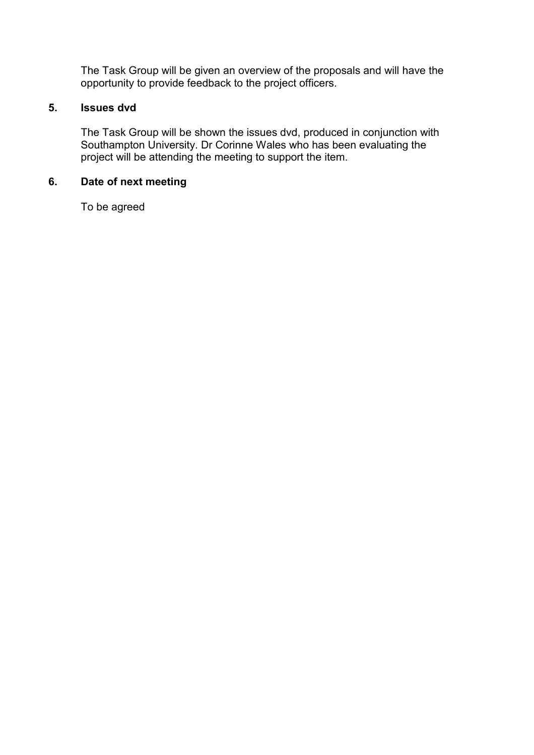The Task Group will be given an overview of the proposals and will have the opportunity to provide feedback to the project officers.

**5. Issues dvd**

The Task Group will be shown the issues dvd, produced in conjunction with Southampton University. Dr Corinne Wales who has been evaluating the project will be attending the meeting to support the item.

**6. Date of next meeting**

To be agreed